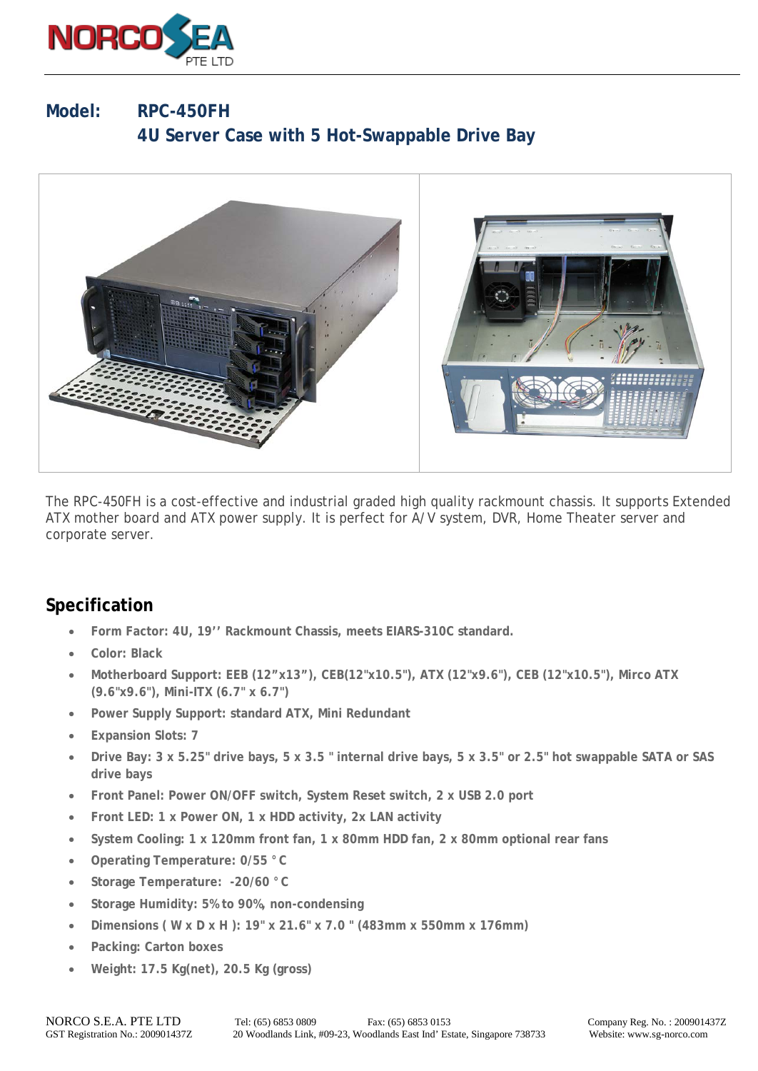**Model: RPC-450FH**

**4U Server Case with 5 Hot-Swappable Drive Bay**

The RPC-450FH is a cost-effective and industrial graded high quality rackmount chassis. It supports Extended ATX mother board and ATX power supply. It is perfect for A/V system, DVR, Home Theater server and corporate server.

## Specification

- **Form Factor: 4U, 19'' Rackmount Chassis, meets EIARS-310C standard.**
- **Color: Black**
- **Motherboard Support: EEB (12"x13"), CEB(12"x10.5"), ATX (12"x9.6"), CEB (12"x10.5"), Mirco ATX (9.6"x9.6"), Mini-ITX (6.7" x 6.7")**
- **Power Supply Support: standard ATX, Mini Redundant**
- **Expansion Slots: 7**
- **Drive Bay: 3 x 5.25" drive bays, 5 x 3.5 " internal drive bays, 5 x 3.5" or 2.5" hot swappable SATA or SAS drive bays**
- **Front Panel: Power ON/OFF switch, System Reset switch, 2 x USB 2.0 port**
- **Front LED: 1 x Power ON, 1 x HDD activity, 2x LAN activity**
- **System Cooling: 1 x 120mm front fan, 1 x 80mm HDD fan, 2 x 80mm optional rear fans**
- **Operating Temperature: 0/55 °C**
- **Storage Temperature: -20/60 °C**
- **Storage Humidity: 5% to 90%, non-condensing**
- **Dimensions ( W x D x H ): 19" x 21.6" x 7.0 " (483mm x 550mm x 176mm)**
- **Packing: Carton boxes**
- **Weight: 17.5 Kg(net), 20.5 Kg (gross)**